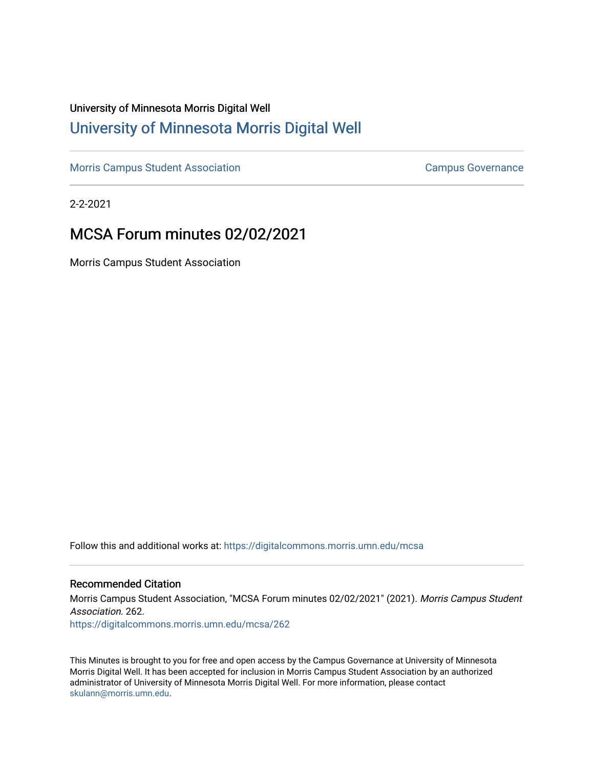University of Minnesota Morris Digital Well

# University of Minnesota Morris Digital Well

Morris Campus Student Association | Campus Governance

2-2-2021

## MCSA Forum minutes 02/02/2021

Morris Campus Student Association

Follow this and additional works at: https://digitalcommons.morris.umn.edu/mcsa

### Recommended Citation

Morris Campus Student Association, "MCSA Forum minutes 02/02/2021" (2021). *Morris Campus Student Association*. 262.
https://digitalcommons.morris.umn.edu/mcsa/262

This Minutes is brought to you for free and open access by the Campus Governance at University of Minnesota Morris Digital Well. It has been accepted for inclusion in Morris Campus Student Association by an authorized administrator of University of Minnesota Morris Digital Well. For more information, please contact skulann@morris.umn.edu.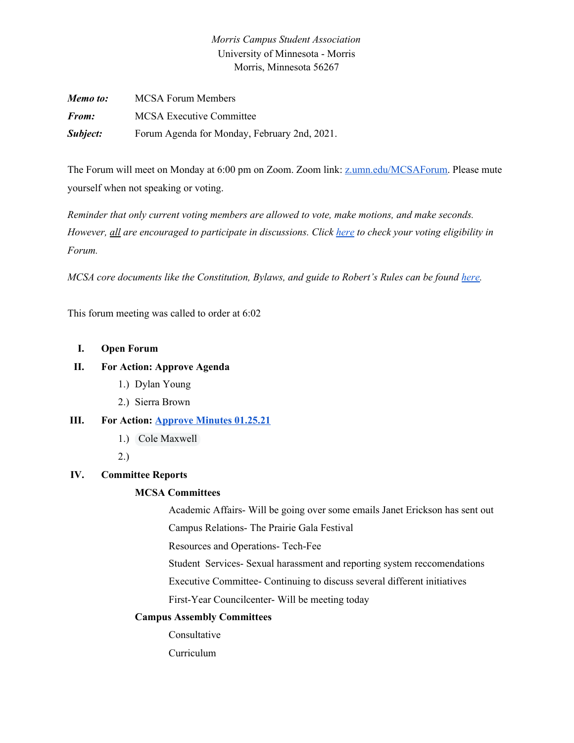*Morris Campus Student Association*
University of Minnesota - Morris
Morris, Minnesota 56267

***Memo to:*** MCSA Forum Members

***From:*** MCSA Executive Committee

***Subject:*** Forum Agenda for Monday, February 2nd, 2021.

The Forum will meet on Monday at 6:00 pm on Zoom. Zoom link: z.umn.edu/MCSAForum. Please mute yourself when not speaking or voting.

*Reminder that only current voting members are allowed to vote, make motions, and make seconds. However, all are encouraged to participate in discussions. Click here to check your voting eligibility in Forum.*

*MCSA core documents like the Constitution, Bylaws, and guide to Robert's Rules can be found here.*

This forum meeting was called to order at 6:02

I. **Open Forum**

II. **For Action: Approve Agenda**
   1.) Dylan Young
   2.) Sierra Brown

III. **For Action: Approve Minutes 01.25.21**
   1.) Cole Maxwell
   2.)

IV. **Committee Reports**

**MCSA Committees**

Academic Affairs- Will be going over some emails Janet Erickson has sent out

Campus Relations- The Prairie Gala Festival

Resources and Operations- Tech-Fee

Student Services- Sexual harassment and reporting system reccomendations

Executive Committee- Continuing to discuss several different initiatives

First-Year Councilcenter- Will be meeting today

**Campus Assembly Committees**

Consultative

Curriculum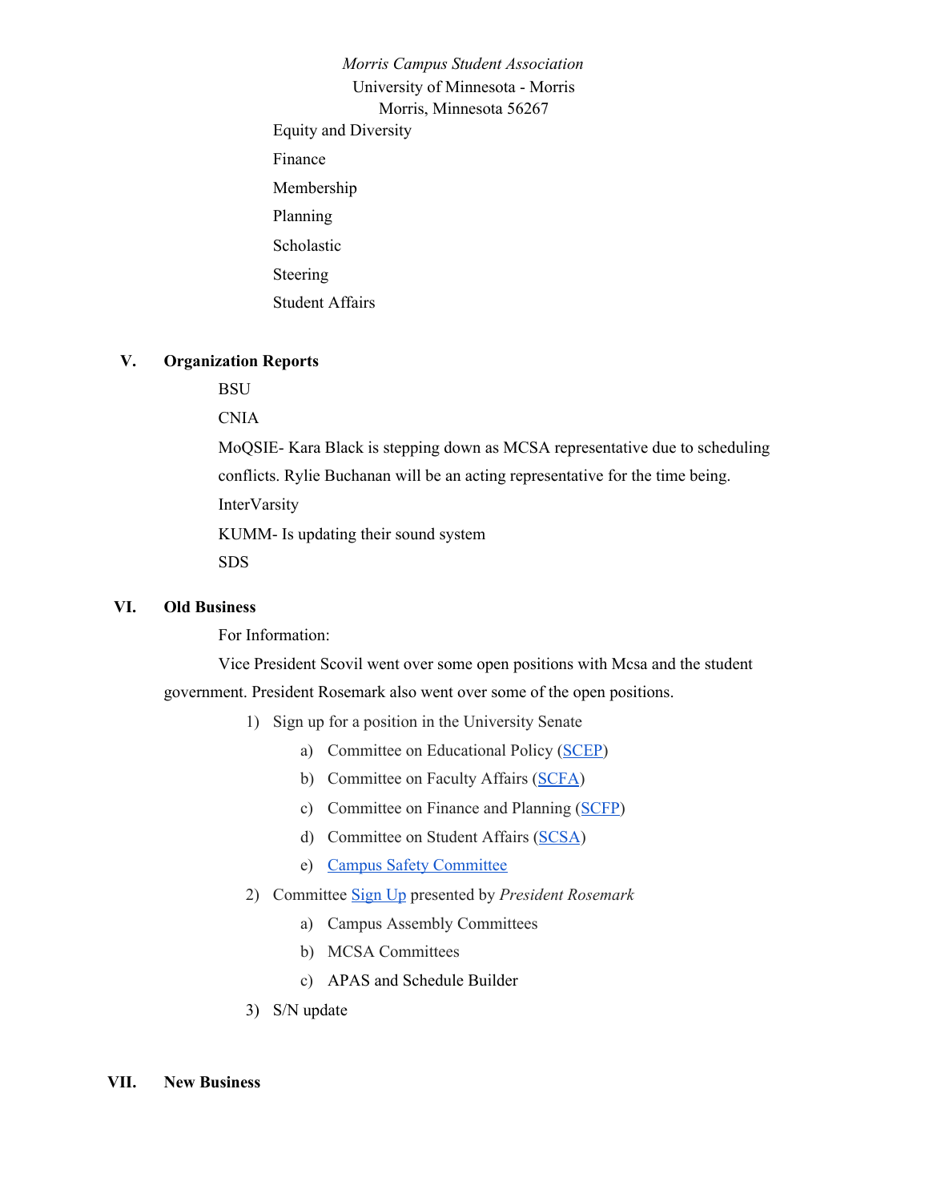*Morris Campus Student Association*
University of Minnesota - Morris
Morris, Minnesota 56267

Equity and Diversity

Finance

Membership

Planning

Scholastic

Steering

Student Affairs

## V. Organization Reports

BSU

CNIA

MoQSIE- Kara Black is stepping down as MCSA representative due to scheduling conflicts. Rylie Buchanan will be an acting representative for the time being.

InterVarsity

KUMM- Is updating their sound system

SDS

## VI. Old Business

For Information:

Vice President Scovil went over some open positions with Mcsa and the student government. President Rosemark also went over some of the open positions.

1) Sign up for a position in the University Senate
   a) Committee on Educational Policy (SCEP)
   b) Committee on Faculty Affairs (SCFA)
   c) Committee on Finance and Planning (SCFP)
   d) Committee on Student Affairs (SCSA)
   e) Campus Safety Committee
2) Committee Sign Up presented by *President Rosemark*
   a) Campus Assembly Committees
   b) MCSA Committees
   c) APAS and Schedule Builder
3) S/N update

## VII. New Business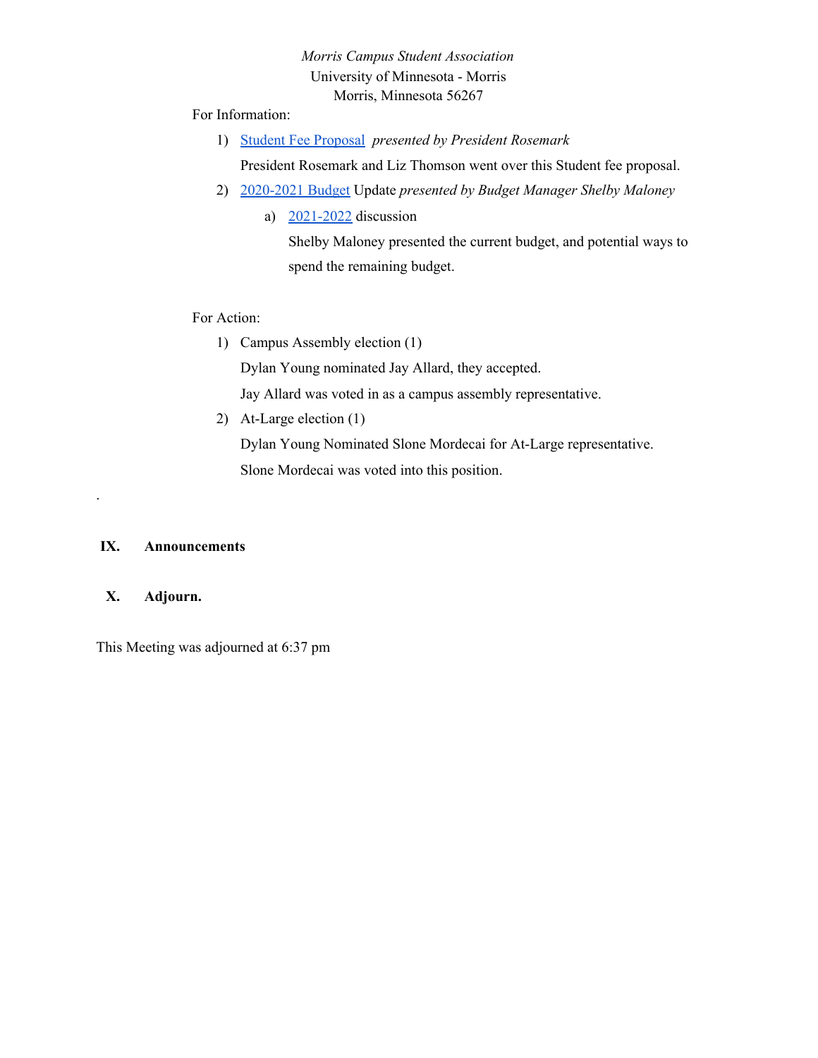*Morris Campus Student Association*
University of Minnesota - Morris
Morris, Minnesota 56267

For Information:

1) Student Fee Proposal *presented by President Rosemark*

   President Rosemark and Liz Thomson went over this Student fee proposal.

2) 2020-2021 Budget Update *presented by Budget Manager Shelby Maloney*

   a) 2021-2022 discussion

      Shelby Maloney presented the current budget, and potential ways to spend the remaining budget.

For Action:

1) Campus Assembly election (1)

   Dylan Young nominated Jay Allard, they accepted.

   Jay Allard was voted in as a campus assembly representative.

2) At-Large election (1)

   Dylan Young Nominated Slone Mordecai for At-Large representative.

   Slone Mordecai was voted into this position.

.

**IX. Announcements**

**X. Adjourn.**

This Meeting was adjourned at 6:37 pm